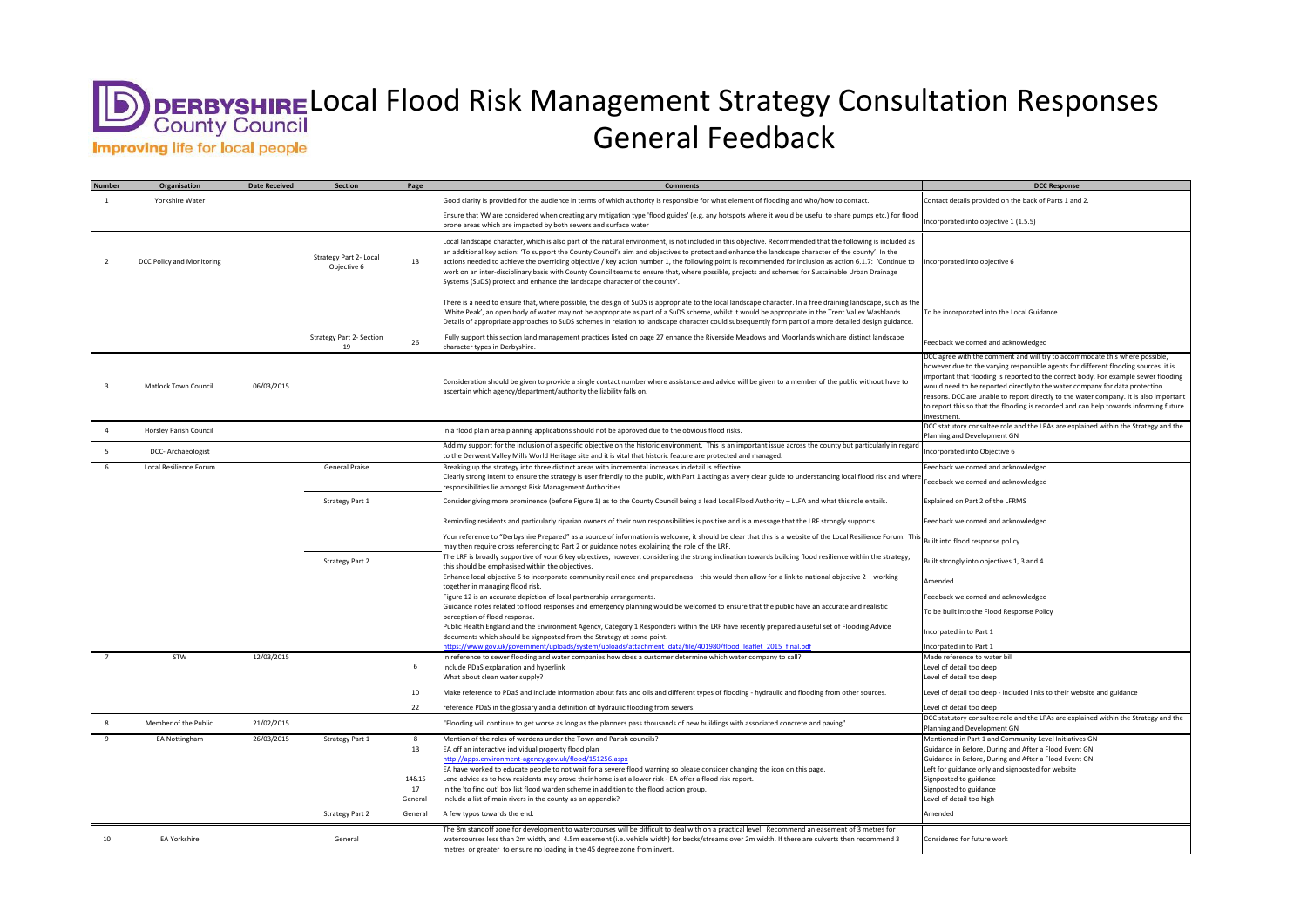# Local Flood Risk Management Strategy Consultation Responses General Feedback

| Number | Organisation | Date Received | Section | Page | Comments | DCC Response |
|---|---|---|---|---|---|---|
| 1 | Yorkshire Water | | | | Good clarity is provided for the audience in terms of which authority is responsible for what element of flooding and who/how to contact. | Contact details provided on the back of Parts 1 and 2. |
| | | | | | Ensure that YW are considered when creating any mitigation type 'flood guides' (e.g. any hotspots where it would be useful to share pumps etc.) for flood prone areas which are impacted by both sewers and surface water | Incorporated into objective 1 (1.5.5) |
| 2 | DCC Policy and Monitoring | | Strategy Part 2- Local Objective 6 | 13 | Local landscape character, which is also part of the natural environment, is not included in this objective. Recommended that the following is included as an additional key action: 'To support the County Council's aim and objectives to protect and enhance the landscape character of the county'. In the actions needed to achieve the overriding objective / key action number 1, the following point is recommended for inclusion as action 6.1.7: 'Continue to work on an inter-disciplinary basis with County Council teams to ensure that, where possible, projects and schemes for Sustainable Urban Drainage Systems (SuDS) protect and enhance the landscape character of the county'. | Incorporated into objective 6 |
| | | | | | There is a need to ensure that, where possible, the design of SuDS is appropriate to the local landscape character. In a free draining landscape, such as the 'White Peak', an open body of water may not be appropriate as part of a SuDS scheme, whilst it would be appropriate in the Trent Valley Washlands. Details of appropriate approaches to SuDS schemes in relation to landscape character could subsequently form part of a more detailed design guidance. | To be incorporated into the Local Guidance |
| | | | Strategy Part 2- Section 19 | 26 | Fully support this section land management practices listed on page 27 enhance the Riverside Meadows and Moorlands which are distinct landscape character types in Derbyshire. | Feedback welcomed and acknowledged |
| 3 | Matlock Town Council | 06/03/2015 | | | Consideration should be given to provide a single contact number where assistance and advice will be given to a member of the public without have to ascertain which agency/department/authority the liability falls on. | DCC agree with the comment and will try to accommodate this where possible, however due to the varying responsible agents for different flooding sources it is important that flooding is reported to the correct body. For example sewer flooding would need to be reported directly to the water company for data protection reasons. DCC are unable to report directly to the water company. It is also important to report this so that the flooding is recorded and can help towards informing future investment. |
| 4 | Horsley Parish Council | | | | In a flood plain area planning applications should not be approved due to the obvious flood risks. | DCC statutory consultee role and the LPAs are explained within the Strategy and the Planning and Development GN |
| 5 | DCC- Archaeologist | | | | Add my support for the inclusion of a specific objective on the historic environment. This is an important issue across the county but particularly in regard to the Derwent Valley Mills World Heritage site and it is vital that historic feature are protected and managed. | Incorporated into Objective 6 |
| 6 | Local Resilience Forum | | General Praise | | Breaking up the strategy into three distinct areas with incremental increases in detail is effective. | Feedback welcomed and acknowledged |
| | | | | | Clearly strong intent to ensure the strategy is user friendly to the public, with Part 1 acting as a very clear guide to understanding local flood risk and where responsibilities lie amongst Risk Management Authorities | Feedback welcomed and acknowledged |
| | | | Strategy Part 1 | | Consider giving more prominence (before Figure 1) as to the County Council being a lead Local Flood Authority – LLFA and what this role entails. | Explained on Part 2 of the LFRMS |
| | | | | | Reminding residents and particularly riparian owners of their own responsibilities is positive and is a message that the LRF strongly supports. | Feedback welcomed and acknowledged |
| | | | | | Your reference to "Derbyshire Prepared" as a source of information is welcome, it should be clear that this is a website of the Local Resilience Forum. This may then require cross referencing to Part 2 or guidance notes explaining the role of the LRF. | Built into flood response policy |
| | | | Strategy Part 2 | | The LRF is broadly supportive of your 6 key objectives, however, considering the strong inclination towards building flood resilience within the strategy, this should be emphasised within the objectives. | Built strongly into objectives 1, 3 and 4 |
| | | | | | Enhance local objective 5 to incorporate community resilience and preparedness – this would then allow for a link to national objective 2 – working together in managing flood risk. | Amended |
| | | | | | Figure 12 is an accurate depiction of local partnership arrangements. | Feedback welcomed and acknowledged |
| | | | | | Guidance notes related to flood responses and emergency planning would be welcomed to ensure that the public have an accurate and realistic perception of flood response. | To be built into the Flood Response Policy |
| | | | | | Public Health England and the Environment Agency, Category 1 Responders within the LRF have recently prepared a useful set of Flooding Advice documents which should be signposted from the Strategy at some point. | Incorpated in to Part 1 |
| | | | | | https://www.gov.uk/government/uploads/system/uploads/attachment_data/file/401980/flood_leaflet_2015_final.pdf | Incorpated in to Part 1 |
| 7 | STW | 12/03/2015 | | | In reference to sewer flooding and water companies how does a customer determine which water company to call? | Made reference to water bill |
| | | | | 6 | Include PDaS explanation and hyperlink | Level of detail too deep |
| | | | | | What about clean water supply? | Level of detail too deep |
| | | | | 10 | Make reference to PDaS and include information about fats and oils and different types of flooding - hydraulic and flooding from other sources. | Level of detail too deep - included links to their website and guidance |
| | | | | 22 | reference PDaS in the glossary and a definition of hydraulic flooding from sewers. | Level of detail too deep |
| 8 | Member of the Public | 21/02/2015 | | | "Flooding will continue to get worse as long as the planners pass thousands of new buildings with associated concrete and paving" | DCC statutory consultee role and the LPAs are explained within the Strategy and the Planning and Development GN |
| 9 | EA Nottingham | 26/03/2015 | Strategy Part 1 | 8 | Mention of the roles of wardens under the Town and Parish councils? | Mentioned in Part 1 and Community Level Initiatives GN |
| | | | | 13 | EA off an interactive individual property flood plan | Guidance in Before, During and After a Flood Event GN |
| | | | | | http://apps.environment-agency.gov.uk/flood/151256.aspx | Guidance in Before, During and After a Flood Event GN |
| | | | | | EA have worked to educate people to not wait for a severe flood warning so please consider changing the icon on this page. | Left for guidance only and signposted for website |
| | | | | 14&15 | Lend advice as to how residents may prove their home is at a lower risk - EA offer a flood risk report. | Signposted to guidance |
| | | | | 17 | In the 'to find out' box list flood warden scheme in addition to the flood action group. | Signposted to guidance |
| | | | | General | Include a list of main rivers in the county as an appendix? | Level of detail too high |
| | | | Strategy Part 2 | General | A few typos towards the end. | Amended |
| 10 | EA Yorkshire | | General | | The 8m standoff zone for development to watercourses will be difficult to deal with on a practical level. Recommend an easement of 3 metres for watercourses less than 2m width, and 4.5m easement (i.e. vehicle width) for becks/streams over 2m width. If there are culverts then recommend 3 metres or greater to ensure no loading in the 45 degree zone from invert. | Considered for future work |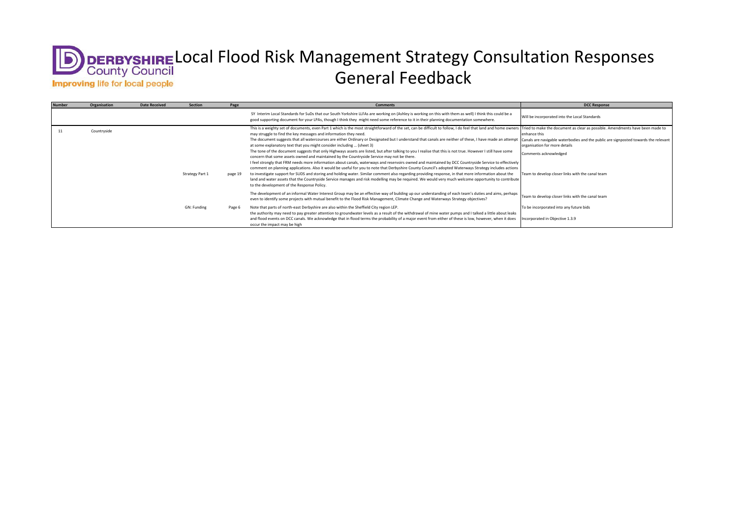# Local Flood Risk Management Strategy Consultation Responses General Feedback

| Number | Organisation | Date Received | Section | Page | Comments | DCC Response |
|---|---|---|---|---|---|---|
| | | | | | SY Interim Local Standards for SuDs that our South Yorkshire LLFAs are working on (Ashley is working on this with them as well) I think this could be a good supporting document for your LPAs, though I think they might need some reference to it in their planning documentation somewhere. | Will be incorporated into the Local Standards |
| 11 | Countryside | | | | This is a weighty set of documents, even Part 1 which is the most straightforward of the set, can be difficult to follow, I do feel that land and home owners may struggle to find the key messages and information they need. | Tried to make the document as clear as possible. Amendments have been made to enhance this |
| | | | | | The document suggests that all watercourses are either Ordinary or Designated but I understand that canals are neither of these, I have made an attempt at some explanatory text that you might consider including … (sheet 3) | Canals are navigable waterbodies and the public are signposted towards the relevant organisation for more details |
| | | | | | The tone of the document suggests that only Highways assets are listed, but after talking to you I realise that this is not true. However I still have some concern that some assets owned and maintained by the Countryside Service may not be there. | Comments acknowledged |
| | | | Strategy Part 1 | page 19 | I feel strongly that FRM needs more information about canals, waterways and reservoirs owned and maintained by DCC Countryside Service to effectively comment on planning applications. Also it would be useful for you to note that Derbyshire County Council's adopted Waterways Strategy includes actions to investigate support for SUDS and storing and holding water. Similar comment also regarding providing response, in that more information about the land and water assets that the Countryside Service manages and risk modelling may be required. We would very much welcome opportunity to contribute to the development of the Response Policy. | Team to develop closer links with the canal team |
| | | | | | The development of an informal Water Interest Group may be an effective way of building up our understanding of each team's duties and aims, perhaps even to identify some projects with mutual benefit to the Flood Risk Management, Climate Change and Waterways Strategy objectives? | Team to develop closer links with the canal team |
| | | | GN: Funding | Page 6 | Note that parts of north-east Derbyshire are also within the Sheffield City region LEP. | To be incorporated into any future bids |
| | | | | | the authority may need to pay greater attention to groundwater levels as a result of the withdrawal of mine water pumps and I talked a little about leaks and flood events on DCC canals. We acknowledge that in flood terms the probability of a major event from either of these is low, however, when it does occur the impact may be high | Incorporated in Objective 1.3.9 |